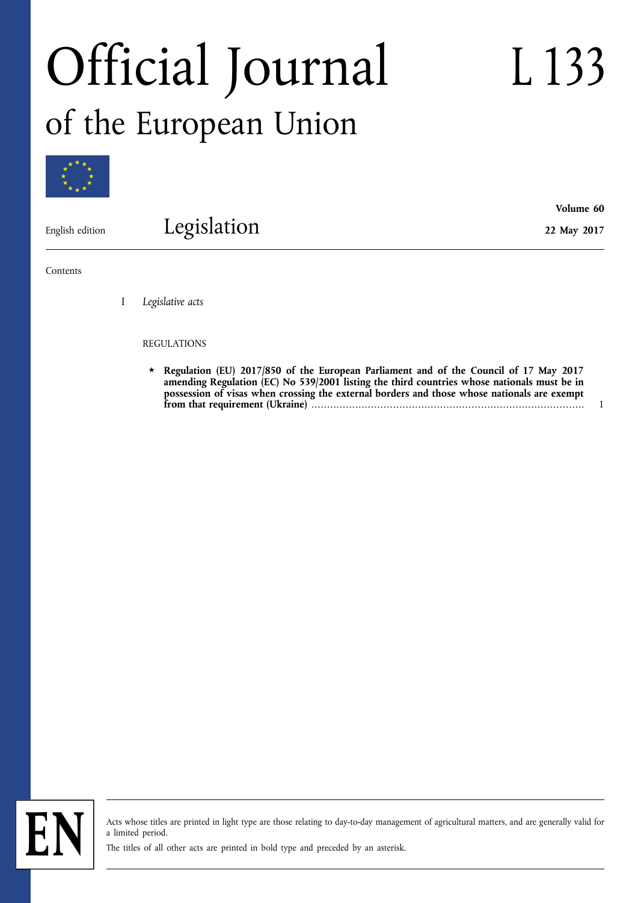# Official Journal of the European Union

# L 133

English edition — **Legislation**

**Volume 60**

**22 May 2017**

Contents

I *Legislative acts*

REGULATIONS

★ **Regulation (EU) 2017/850 of the European Parliament and of the Council of 17 May 2017 amending Regulation (EC) No 539/2001 listing the third countries whose nationals must be in possession of visas when crossing the external borders and those whose nationals are exempt from that requirement (Ukraine)** ..................................................................................... 1

EN

Acts whose titles are printed in light type are those relating to day-to-day management of agricultural matters, and are generally valid for a limited period.

The titles of all other acts are printed in bold type and preceded by an asterisk.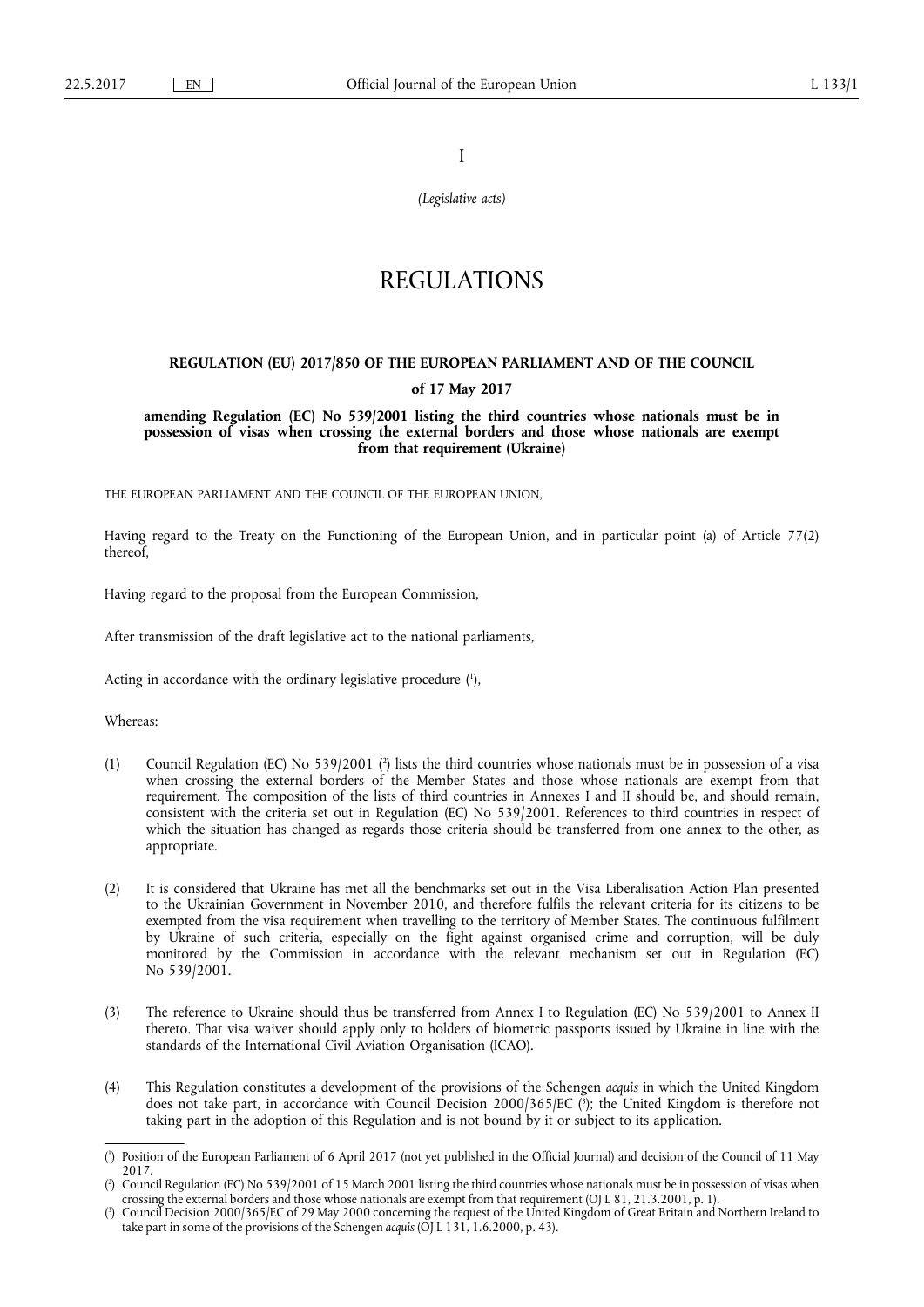I

*(Legislative acts)*

# REGULATIONS

## REGULATION (EU) 2017/850 OF THE EUROPEAN PARLIAMENT AND OF THE COUNCIL

### of 17 May 2017

### amending Regulation (EC) No 539/2001 listing the third countries whose nationals must be in possession of visas when crossing the external borders and those whose nationals are exempt from that requirement (Ukraine)

THE EUROPEAN PARLIAMENT AND THE COUNCIL OF THE EUROPEAN UNION,

Having regard to the Treaty on the Functioning of the European Union, and in particular point (a) of Article 77(2) thereof,

Having regard to the proposal from the European Commission,

After transmission of the draft legislative act to the national parliaments,

Acting in accordance with the ordinary legislative procedure [1],

Whereas:

(1) Council Regulation (EC) No 539/2001 [2] lists the third countries whose nationals must be in possession of a visa when crossing the external borders of the Member States and those whose nationals are exempt from that requirement. The composition of the lists of third countries in Annexes I and II should be, and should remain, consistent with the criteria set out in Regulation (EC) No 539/2001. References to third countries in respect of which the situation has changed as regards those criteria should be transferred from one annex to the other, as appropriate.

(2) It is considered that Ukraine has met all the benchmarks set out in the Visa Liberalisation Action Plan presented to the Ukrainian Government in November 2010, and therefore fulfils the relevant criteria for its citizens to be exempted from the visa requirement when travelling to the territory of Member States. The continuous fulfilment by Ukraine of such criteria, especially on the fight against organised crime and corruption, will be duly monitored by the Commission in accordance with the relevant mechanism set out in Regulation (EC) No 539/2001.

(3) The reference to Ukraine should thus be transferred from Annex I to Regulation (EC) No 539/2001 to Annex II thereto. That visa waiver should apply only to holders of biometric passports issued by Ukraine in line with the standards of the International Civil Aviation Organisation (ICAO).

(4) This Regulation constitutes a development of the provisions of the Schengen *acquis* in which the United Kingdom does not take part, in accordance with Council Decision 2000/365/EC [3]; the United Kingdom is therefore not taking part in the adoption of this Regulation and is not bound by it or subject to its application.

---

[1] Position of the European Parliament of 6 April 2017 (not yet published in the Official Journal) and decision of the Council of 11 May 2017.

[2] Council Regulation (EC) No 539/2001 of 15 March 2001 listing the third countries whose nationals must be in possession of visas when crossing the external borders and those whose nationals are exempt from that requirement (OJ L 81, 21.3.2001, p. 1).

[3] Council Decision 2000/365/EC of 29 May 2000 concerning the request of the United Kingdom of Great Britain and Northern Ireland to take part in some of the provisions of the Schengen *acquis* (OJ L 131, 1.6.2000, p. 43).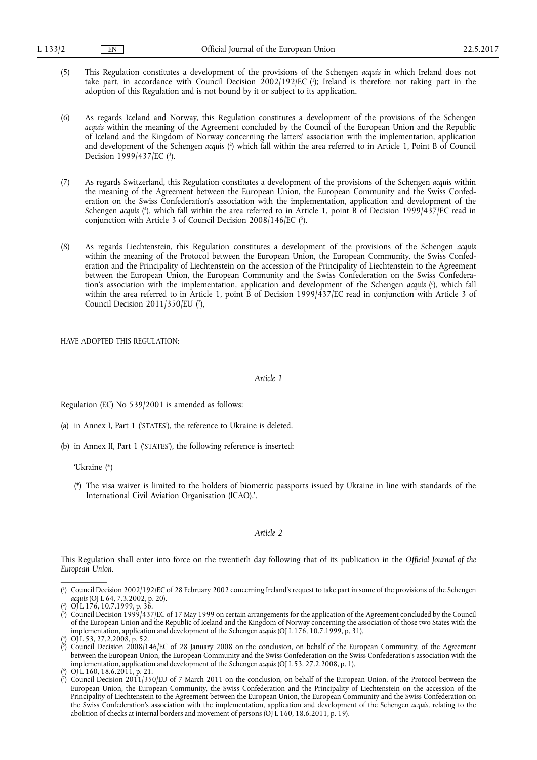(5) This Regulation constitutes a development of the provisions of the Schengen *acquis* in which Ireland does not take part, in accordance with Council Decision 2002/192/EC [1]; Ireland is therefore not taking part in the adoption of this Regulation and is not bound by it or subject to its application.

(6) As regards Iceland and Norway, this Regulation constitutes a development of the provisions of the Schengen *acquis* within the meaning of the Agreement concluded by the Council of the European Union and the Republic of Iceland and the Kingdom of Norway concerning the latters' association with the implementation, application and development of the Schengen *acquis* [2] which fall within the area referred to in Article 1, Point B of Council Decision 1999/437/EC [3].

(7) As regards Switzerland, this Regulation constitutes a development of the provisions of the Schengen *acquis* within the meaning of the Agreement between the European Union, the European Community and the Swiss Confederation on the Swiss Confederation's association with the implementation, application and development of the Schengen *acquis* [4], which fall within the area referred to in Article 1, point B of Decision 1999/437/EC read in conjunction with Article 3 of Council Decision 2008/146/EC [5].

(8) As regards Liechtenstein, this Regulation constitutes a development of the provisions of the Schengen *acquis* within the meaning of the Protocol between the European Union, the European Community, the Swiss Confederation and the Principality of Liechtenstein on the accession of the Principality of Liechtenstein to the Agreement between the European Union, the European Community and the Swiss Confederation on the Swiss Confederation's association with the implementation, application and development of the Schengen *acquis* [6], which fall within the area referred to in Article 1, point B of Decision 1999/437/EC read in conjunction with Article 3 of Council Decision 2011/350/EU [7],

HAVE ADOPTED THIS REGULATION:

*Article 1*

Regulation (EC) No 539/2001 is amended as follows:

(a) in Annex I, Part 1 ('STATES'), the reference to Ukraine is deleted.

(b) in Annex II, Part 1 ('STATES'), the following reference is inserted:

'Ukraine (*)

(*) The visa waiver is limited to the holders of biometric passports issued by Ukraine in line with standards of the International Civil Aviation Organisation (ICAO).'.

*Article 2*

This Regulation shall enter into force on the twentieth day following that of its publication in the *Official Journal of the European Union*.

---

[1] Council Decision 2002/192/EC of 28 February 2002 concerning Ireland's request to take part in some of the provisions of the Schengen *acquis* (OJ L 64, 7.3.2002, p. 20).

[2] OJ L 176, 10.7.1999, p. 36.

[3] Council Decision 1999/437/EC of 17 May 1999 on certain arrangements for the application of the Agreement concluded by the Council of the European Union and the Republic of Iceland and the Kingdom of Norway concerning the association of those two States with the implementation, application and development of the Schengen *acquis* (OJ L 176, 10.7.1999, p. 31).

[4] OJ L 53, 27.2.2008, p. 52.

[5] Council Decision 2008/146/EC of 28 January 2008 on the conclusion, on behalf of the European Community, of the Agreement between the European Union, the European Community and the Swiss Confederation on the Swiss Confederation's association with the implementation, application and development of the Schengen *acquis* (OJ L 53, 27.2.2008, p. 1).

[6] OJ L 160, 18.6.2011, p. 21.

[7] Council Decision 2011/350/EU of 7 March 2011 on the conclusion, on behalf of the European Union, of the Protocol between the European Union, the European Community, the Swiss Confederation and the Principality of Liechtenstein on the accession of the Principality of Liechtenstein to the Agreement between the European Union, the European Community and the Swiss Confederation on the Swiss Confederation's association with the implementation, application and development of the Schengen *acquis*, relating to the abolition of checks at internal borders and movement of persons (OJ L 160, 18.6.2011, p. 19).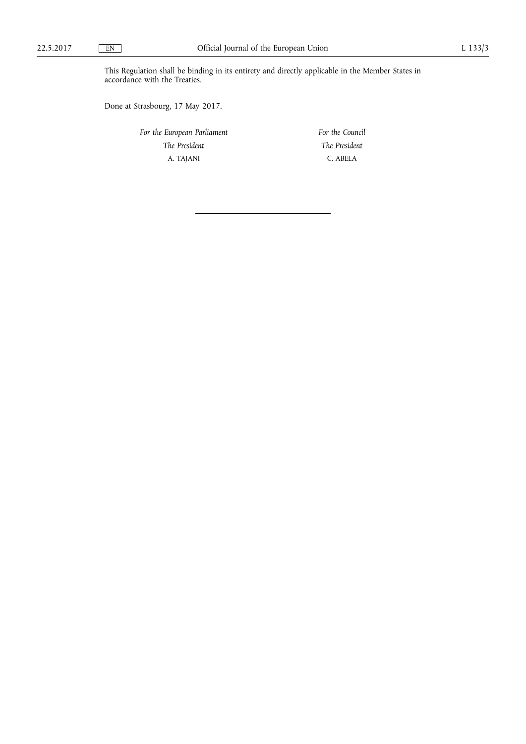This Regulation shall be binding in its entirety and directly applicable in the Member States in accordance with the Treaties.

Done at Strasbourg, 17 May 2017.

| *For the European Parliament* | *For the Council* |
|---|---|
| *The President* | *The President* |
| A. TAJANI | C. ABELA |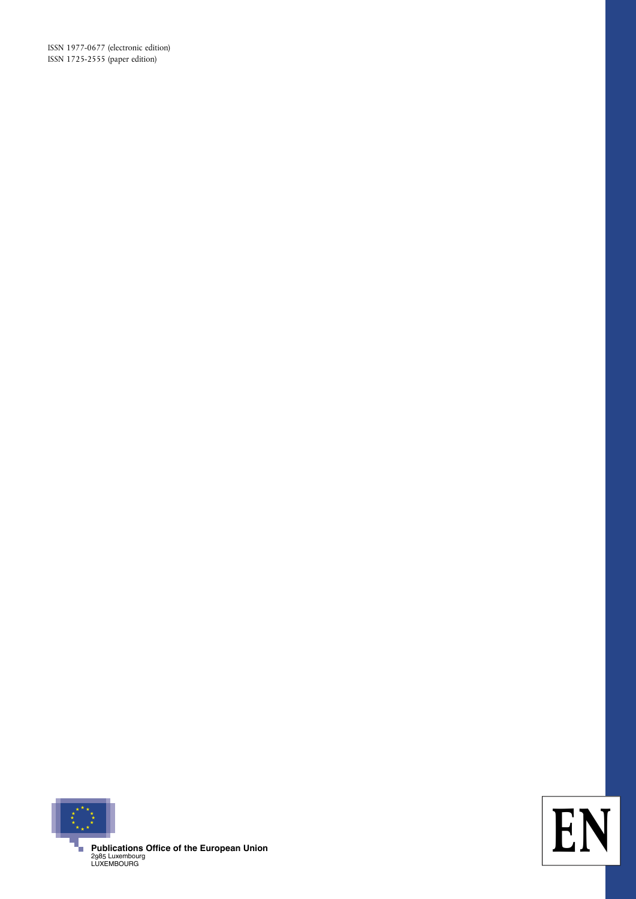ISSN 1977-0677 (electronic edition)
ISSN 1725-2555 (paper edition)

**Publications Office of the European Union**
2985 Luxembourg
LUXEMBOURG

EN